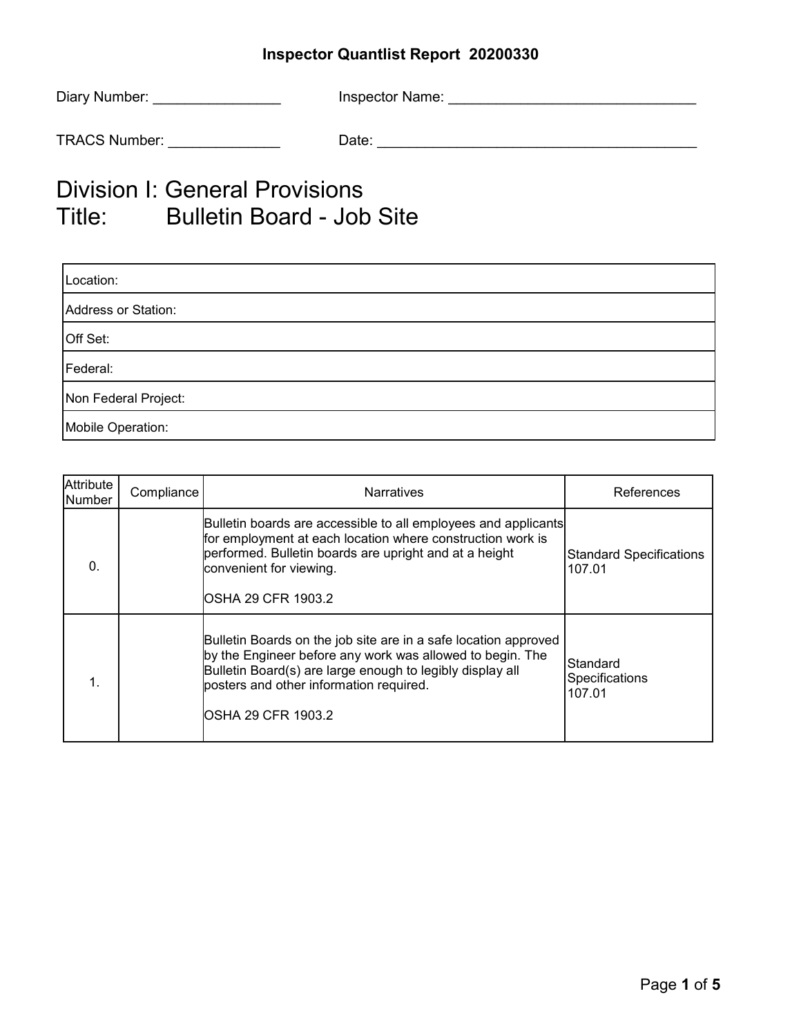**Inspector Quantlist Report 20200330**

Diary Number: ________________ Inspector Name: _______________________________

TRACS Number: ______________ Date: _________________________________________

# Division I: General Provisions
# Title: Bulletin Board - Job Site

| Location: |
| --- |
| Address or Station: |
| Off Set: |
| Federal: |
| Non Federal Project: |
| Mobile Operation: |

| Attribute Number | Compliance | Narratives | References |
| --- | --- | --- | --- |
| 0. | | Bulletin boards are accessible to all employees and applicants for employment at each location where construction work is performed. Bulletin boards are upright and at a height convenient for viewing.<br><br>OSHA 29 CFR 1903.2 | Standard Specifications 107.01 |
| 1. | | Bulletin Boards on the job site are in a safe location approved by the Engineer before any work was allowed to begin. The Bulletin Board(s) are large enough to legibly display all posters and other information required.<br><br>OSHA 29 CFR 1903.2 | Standard Specifications 107.01 |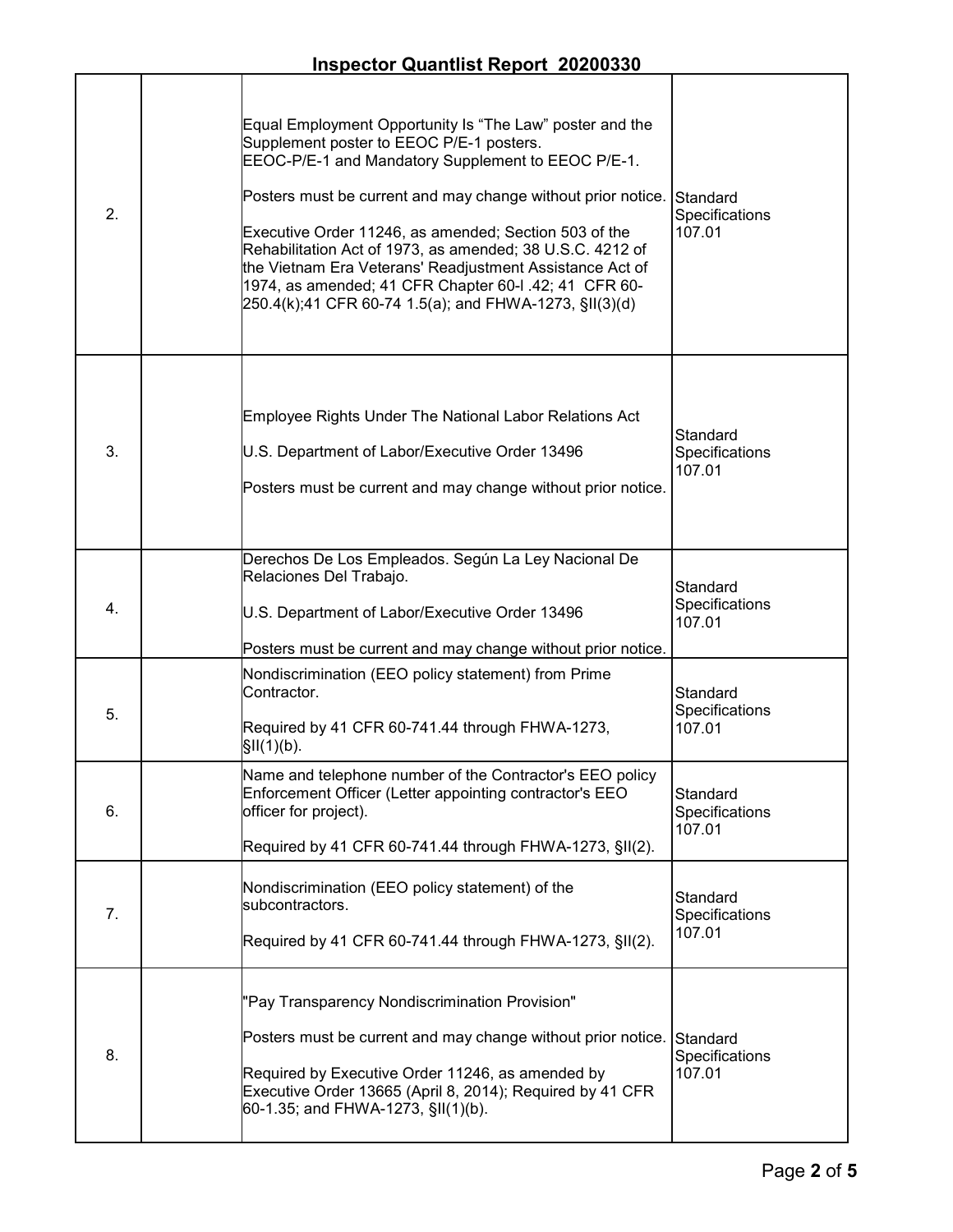# Inspector Quantlist Report 20200330

| | | | |
|---|---|---|---|
| 2. | | Equal Employment Opportunity Is "The Law" poster and the Supplement poster to EEOC P/E-1 posters. EEOC-P/E-1 and Mandatory Supplement to EEOC P/E-1.<br><br>Posters must be current and may change without prior notice.<br><br>Executive Order 11246, as amended; Section 503 of the Rehabilitation Act of 1973, as amended; 38 U.S.C. 4212 of the Vietnam Era Veterans' Readjustment Assistance Act of 1974, as amended; 41 CFR Chapter 60-l .42; 41 CFR 60-250.4(k);41 CFR 60-74 1.5(a); and FHWA-1273, §II(3)(d) | Standard Specifications 107.01 |
| 3. | | Employee Rights Under The National Labor Relations Act<br><br>U.S. Department of Labor/Executive Order 13496<br><br>Posters must be current and may change without prior notice. | Standard Specifications 107.01 |
| 4. | | Derechos De Los Empleados. Según La Ley Nacional De Relaciones Del Trabajo.<br><br>U.S. Department of Labor/Executive Order 13496<br><br>Posters must be current and may change without prior notice. | Standard Specifications 107.01 |
| 5. | | Nondiscrimination (EEO policy statement) from Prime Contractor.<br><br>Required by 41 CFR 60-741.44 through FHWA-1273, §II(1)(b). | Standard Specifications 107.01 |
| 6. | | Name and telephone number of the Contractor's EEO policy Enforcement Officer (Letter appointing contractor's EEO officer for project).<br><br>Required by 41 CFR 60-741.44 through FHWA-1273, §II(2). | Standard Specifications 107.01 |
| 7. | | Nondiscrimination (EEO policy statement) of the subcontractors.<br><br>Required by 41 CFR 60-741.44 through FHWA-1273, §II(2). | Standard Specifications 107.01 |
| 8. | | "Pay Transparency Nondiscrimination Provision"<br><br>Posters must be current and may change without prior notice.<br><br>Required by Executive Order 11246, as amended by Executive Order 13665 (April 8, 2014); Required by 41 CFR 60-1.35; and FHWA-1273, §II(1)(b). | Standard Specifications 107.01 |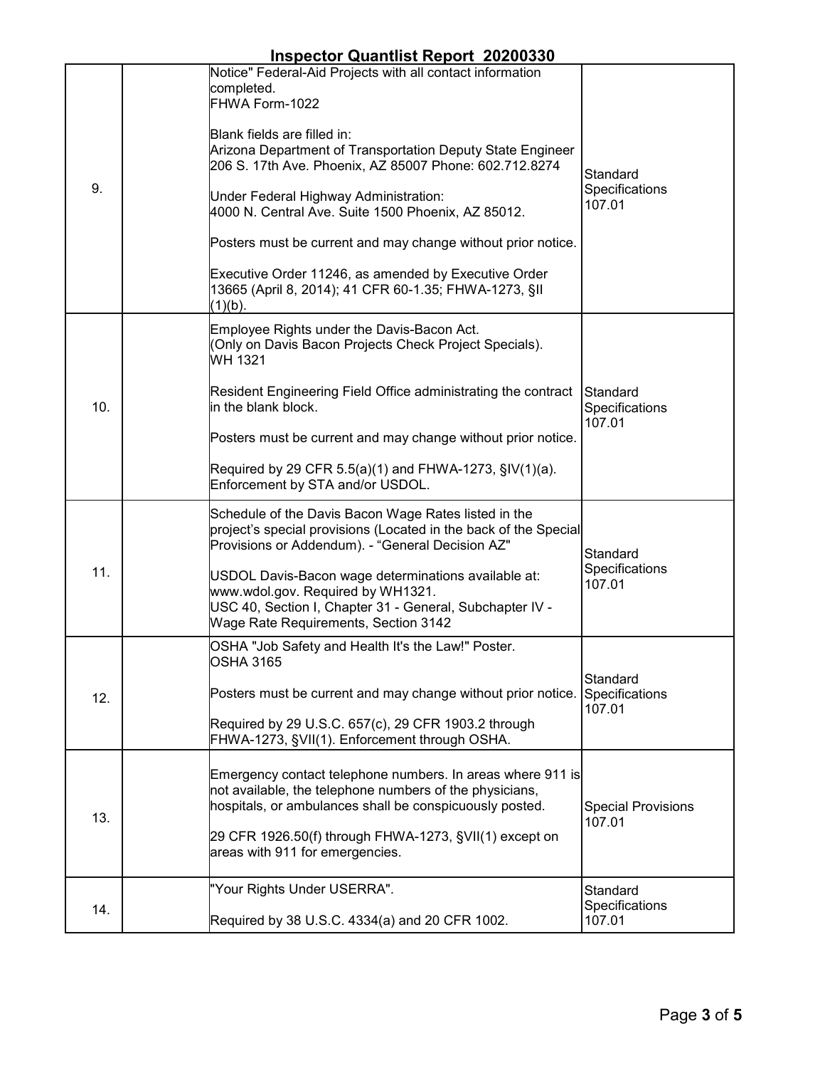# Inspector Quantlist Report 20200330

| | | | |
|---|---|---|---|
| 9. | | Notice" Federal-Aid Projects with all contact information completed.<br>FHWA Form-1022<br><br>Blank fields are filled in:<br>Arizona Department of Transportation Deputy State Engineer 206 S. 17th Ave. Phoenix, AZ 85007 Phone: 602.712.8274<br><br>Under Federal Highway Administration:<br>4000 N. Central Ave. Suite 1500 Phoenix, AZ 85012.<br><br>Posters must be current and may change without prior notice.<br><br>Executive Order 11246, as amended by Executive Order 13665 (April 8, 2014); 41 CFR 60-1.35; FHWA-1273, §II (1)(b). | Standard Specifications 107.01 |
| 10. | | Employee Rights under the Davis-Bacon Act.<br>(Only on Davis Bacon Projects Check Project Specials).<br>WH 1321<br><br>Resident Engineering Field Office administrating the contract in the blank block.<br><br>Posters must be current and may change without prior notice.<br><br>Required by 29 CFR 5.5(a)(1) and FHWA-1273, §IV(1)(a). Enforcement by STA and/or USDOL. | Standard Specifications 107.01 |
| 11. | | Schedule of the Davis Bacon Wage Rates listed in the project's special provisions (Located in the back of the Special Provisions or Addendum). - "General Decision AZ"<br><br>USDOL Davis-Bacon wage determinations available at: www.wdol.gov. Required by WH1321.<br>USC 40, Section I, Chapter 31 - General, Subchapter IV - Wage Rate Requirements, Section 3142 | Standard Specifications 107.01 |
| 12. | | OSHA "Job Safety and Health It's the Law!" Poster.<br>OSHA 3165<br><br>Posters must be current and may change without prior notice.<br><br>Required by 29 U.S.C. 657(c), 29 CFR 1903.2 through FHWA-1273, §VII(1). Enforcement through OSHA. | Standard Specifications 107.01 |
| 13. | | Emergency contact telephone numbers. In areas where 911 is not available, the telephone numbers of the physicians, hospitals, or ambulances shall be conspicuously posted.<br><br>29 CFR 1926.50(f) through FHWA-1273, §VII(1) except on areas with 911 for emergencies. | Special Provisions 107.01 |
| 14. | | "Your Rights Under USERRA".<br><br>Required by 38 U.S.C. 4334(a) and 20 CFR 1002. | Standard Specifications 107.01 |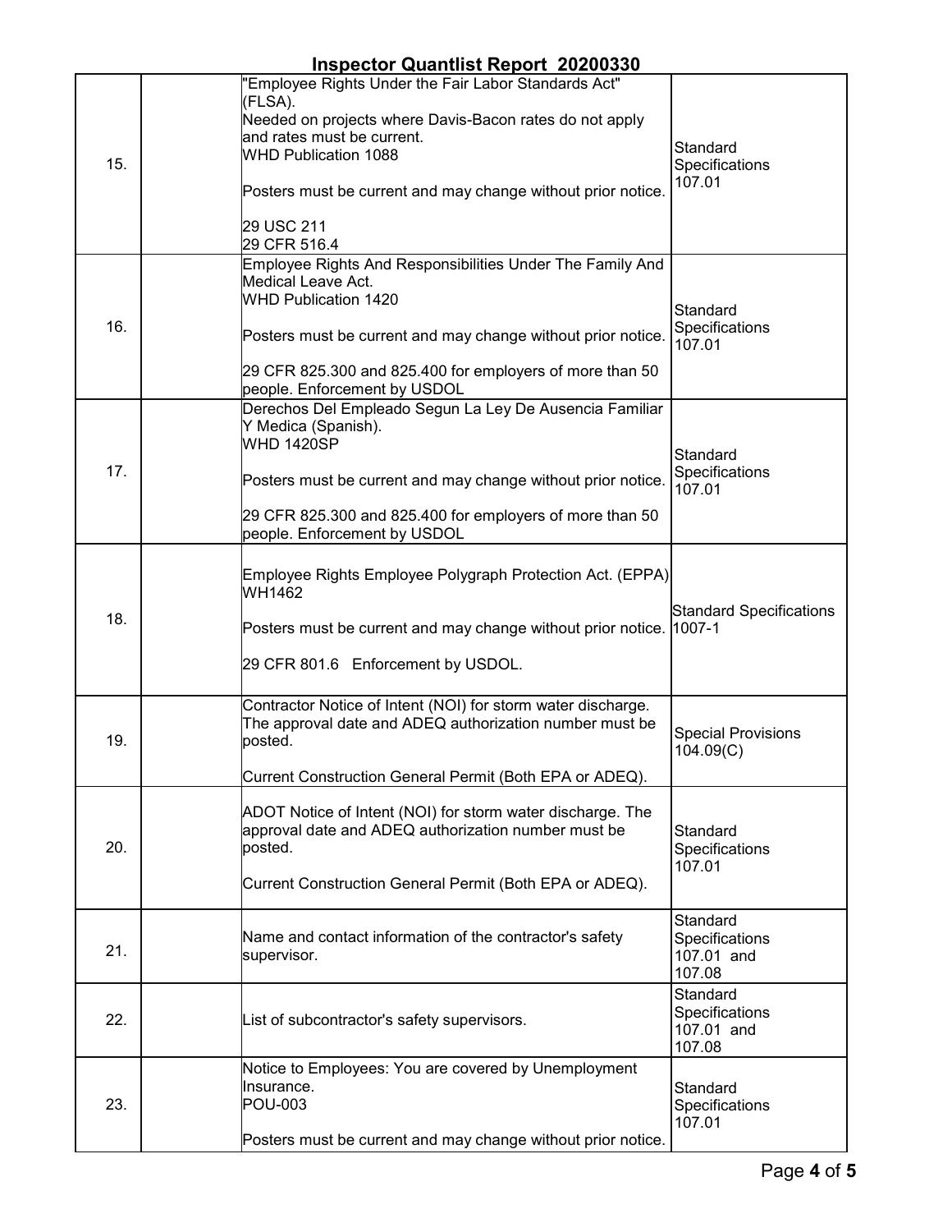# Inspector Quantlist Report 20200330

| | | | |
|---|---|---|---|
| 15. | | "Employee Rights Under the Fair Labor Standards Act" (FLSA).<br>Needed on projects where Davis-Bacon rates do not apply and rates must be current.<br>WHD Publication 1088<br><br>Posters must be current and may change without prior notice.<br><br>29 USC 211<br>29 CFR 516.4 | Standard Specifications 107.01 |
| 16. | | Employee Rights And Responsibilities Under The Family And Medical Leave Act.<br>WHD Publication 1420<br><br>Posters must be current and may change without prior notice.<br><br>29 CFR 825.300 and 825.400 for employers of more than 50 people. Enforcement by USDOL | Standard Specifications 107.01 |
| 17. | | Derechos Del Empleado Segun La Ley De Ausencia Familiar Y Medica (Spanish).<br>WHD 1420SP<br><br>Posters must be current and may change without prior notice.<br><br>29 CFR 825.300 and 825.400 for employers of more than 50 people. Enforcement by USDOL | Standard Specifications 107.01 |
| 18. | | Employee Rights Employee Polygraph Protection Act. (EPPA)<br>WH1462<br><br>Posters must be current and may change without prior notice.<br><br>29 CFR 801.6 Enforcement by USDOL. | Standard Specifications 1007-1 |
| 19. | | Contractor Notice of Intent (NOI) for storm water discharge. The approval date and ADEQ authorization number must be posted.<br><br>Current Construction General Permit (Both EPA or ADEQ). | Special Provisions 104.09(C) |
| 20. | | ADOT Notice of Intent (NOI) for storm water discharge. The approval date and ADEQ authorization number must be posted.<br><br>Current Construction General Permit (Both EPA or ADEQ). | Standard Specifications 107.01 |
| 21. | | Name and contact information of the contractor's safety supervisor. | Standard Specifications 107.01 and 107.08 |
| 22. | | List of subcontractor's safety supervisors. | Standard Specifications 107.01 and 107.08 |
| 23. | | Notice to Employees: You are covered by Unemployment Insurance.<br>POU-003<br><br>Posters must be current and may change without prior notice. | Standard Specifications 107.01 |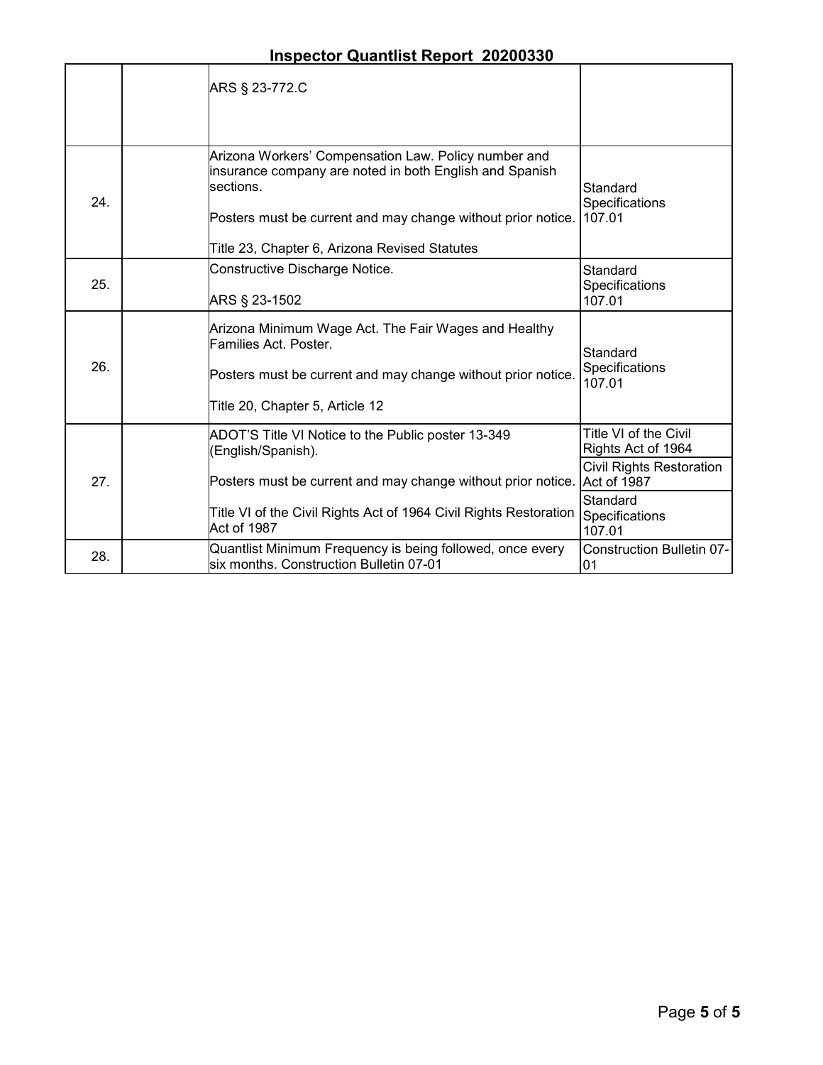# Inspector Quantlist Report 20200330

| | | | |
|---|---|---|---|
| | | ARS § 23-772.C | |
| 24. | | Arizona Workers' Compensation Law. Policy number and insurance company are noted in both English and Spanish sections.<br><br>Posters must be current and may change without prior notice.<br><br>Title 23, Chapter 6, Arizona Revised Statutes | Standard Specifications 107.01 |
| 25. | | Constructive Discharge Notice.<br><br>ARS § 23-1502 | Standard Specifications 107.01 |
| 26. | | Arizona Minimum Wage Act. The Fair Wages and Healthy Families Act. Poster.<br><br>Posters must be current and may change without prior notice.<br><br>Title 20, Chapter 5, Article 12 | Standard Specifications 107.01 |
| 27. | | ADOT'S Title VI Notice to the Public poster 13-349 (English/Spanish).<br><br>Posters must be current and may change without prior notice.<br><br>Title VI of the Civil Rights Act of 1964 Civil Rights Restoration Act of 1987 | Title VI of the Civil Rights Act of 1964<br>Civil Rights Restoration Act of 1987<br>Standard Specifications 107.01 |
| 28. | | Quantlist Minimum Frequency is being followed, once every six months. Construction Bulletin 07-01 | Construction Bulletin 07-01 |